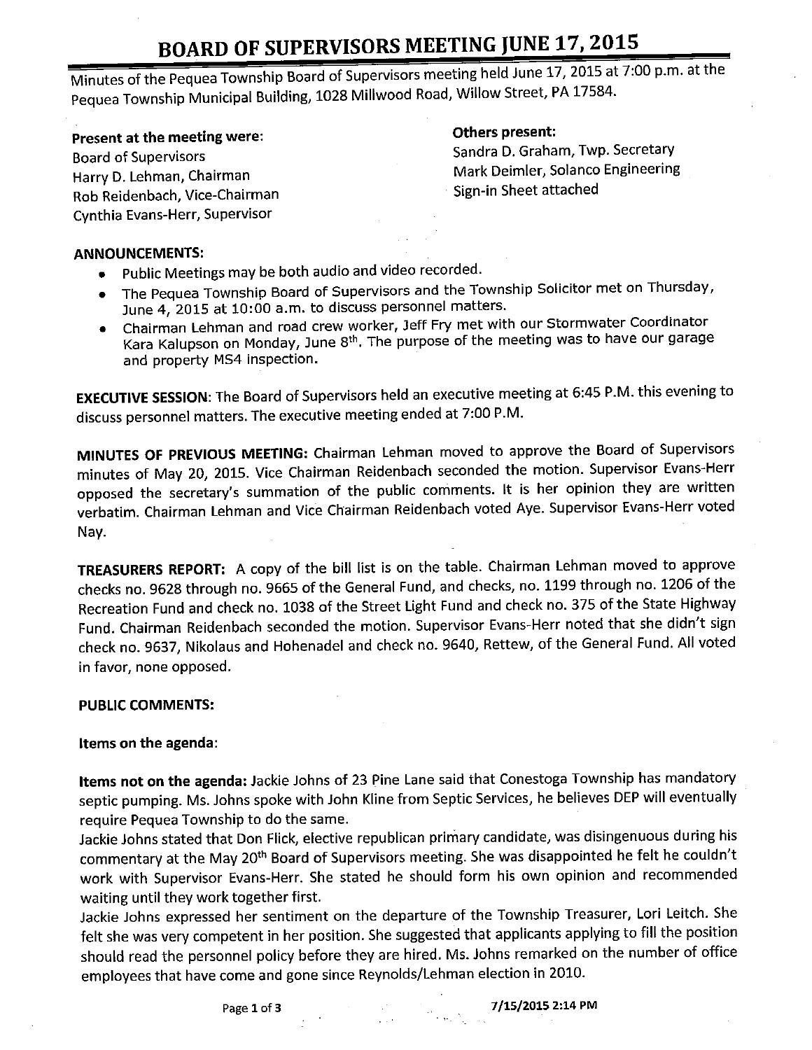# BOARD OF SUPERVISORS MEETING JUNE 17, 2015

Minutes of the Pequea Township Board of Supervisors meeting held June 17, 2015 at 7:00 p.m. at the Pequea Township Municipal Building, 1028 Millwood Road, Willow Street, PA 17584.

**Present at the meeting were:**
Board of Supervisors
Harry D. Lehman, Chairman
Rob Reidenbach, Vice-Chairman
Cynthia Evans-Herr, Supervisor

**Others present:**
Sandra D. Graham, Twp. Secretary
Mark Deimler, Solanco Engineering
Sign-in Sheet attached

**ANNOUNCEMENTS:**

- Public Meetings may be both audio and video recorded.
- The Pequea Township Board of Supervisors and the Township Solicitor met on Thursday, June 4, 2015 at 10:00 a.m. to discuss personnel matters.
- Chairman Lehman and road crew worker, Jeff Fry met with our Stormwater Coordinator Kara Kalupson on Monday, June 8th. The purpose of the meeting was to have our garage and property MS4 inspection.

**EXECUTIVE SESSION**: The Board of Supervisors held an executive meeting at 6:45 P.M. this evening to discuss personnel matters. The executive meeting ended at 7:00 P.M.

**MINUTES OF PREVIOUS MEETING:** Chairman Lehman moved to approve the Board of Supervisors minutes of May 20, 2015. Vice Chairman Reidenbach seconded the motion. Supervisor Evans-Herr opposed the secretary's summation of the public comments. It is her opinion they are written verbatim. Chairman Lehman and Vice Chairman Reidenbach voted Aye. Supervisor Evans-Herr voted Nay.

**TREASURERS REPORT:** A copy of the bill list is on the table. Chairman Lehman moved to approve checks no. 9628 through no. 9665 of the General Fund, and checks, no. 1199 through no. 1206 of the Recreation Fund and check no. 1038 of the Street Light Fund and check no. 375 of the State Highway Fund. Chairman Reidenbach seconded the motion. Supervisor Evans-Herr noted that she didn't sign check no. 9637, Nikolaus and Hohenadel and check no. 9640, Rettew, of the General Fund. All voted in favor, none opposed.

**PUBLIC COMMENTS:**

**Items on the agenda**:

**Items not on the agenda:** Jackie Johns of 23 Pine Lane said that Conestoga Township has mandatory septic pumping. Ms. Johns spoke with John Kline from Septic Services, he believes DEP will eventually require Pequea Township to do the same.

Jackie Johns stated that Don Flick, elective republican primary candidate, was disingenuous during his commentary at the May 20th Board of Supervisors meeting. She was disappointed he felt he couldn't work with Supervisor Evans-Herr. She stated he should form his own opinion and recommended waiting until they work together first.

Jackie Johns expressed her sentiment on the departure of the Township Treasurer, Lori Leitch. She felt she was very competent in her position. She suggested that applicants applying to fill the position should read the personnel policy before they are hired. Ms. Johns remarked on the number of office employees that have come and gone since Reynolds/Lehman election in 2010.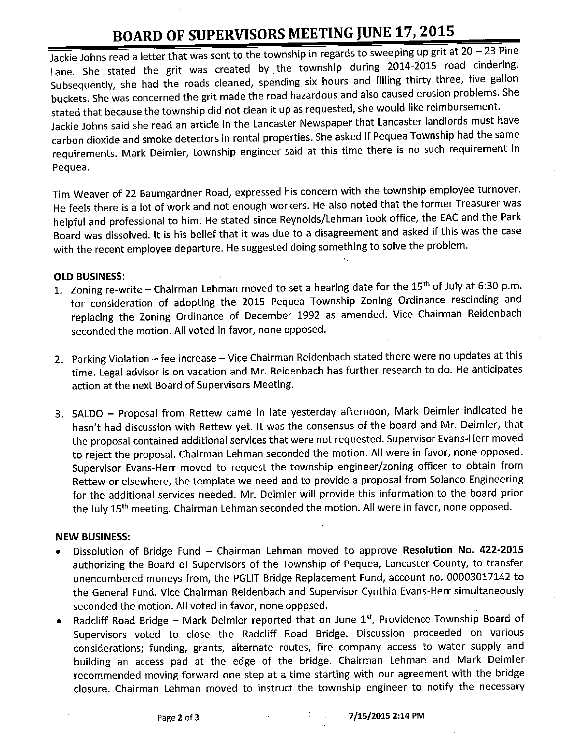Jackie Johns read a letter that was sent to the township in regards to sweeping up grit at 20 – 23 Pine Lane. She stated the grit was created by the township during 2014-2015 road cindering. Subsequently, she had the roads cleaned, spending six hours and filling thirty three, five gallon buckets. She was concerned the grit made the road hazardous and also caused erosion problems. She stated that because the township did not clean it up as requested, she would like reimbursement. Jackie Johns said she read an article in the Lancaster Newspaper that Lancaster landlords must have carbon dioxide and smoke detectors in rental properties. She asked if Pequea Township had the same requirements. Mark Deimler, township engineer said at this time there is no such requirement in Pequea.

Tim Weaver of 22 Baumgardner Road, expressed his concern with the township employee turnover. He feels there is a lot of work and not enough workers. He also noted that the former Treasurer was helpful and professional to him. He stated since Reynolds/Lehman took office, the EAC and the Park Board was dissolved. It is his belief that it was due to a disagreement and asked if this was the case with the recent employee departure. He suggested doing something to solve the problem.

**OLD BUSINESS:**

1. Zoning re-write – Chairman Lehman moved to set a hearing date for the 15th of July at 6:30 p.m. for consideration of adopting the 2015 Pequea Township Zoning Ordinance rescinding and replacing the Zoning Ordinance of December 1992 as amended. Vice Chairman Reidenbach seconded the motion. All voted in favor, none opposed.

2. Parking Violation – fee increase – Vice Chairman Reidenbach stated there were no updates at this time. Legal advisor is on vacation and Mr. Reidenbach has further research to do. He anticipates action at the next Board of Supervisors Meeting.

3. SALDO – Proposal from Rettew came in late yesterday afternoon, Mark Deimler indicated he hasn't had discussion with Rettew yet. It was the consensus of the board and Mr. Deimler, that the proposal contained additional services that were not requested. Supervisor Evans-Herr moved to reject the proposal. Chairman Lehman seconded the motion. All were in favor, none opposed. Supervisor Evans-Herr moved to request the township engineer/zoning officer to obtain from Rettew or elsewhere, the template we need and to provide a proposal from Solanco Engineering for the additional services needed. Mr. Deimler will provide this information to the board prior the July 15th meeting. Chairman Lehman seconded the motion. All were in favor, none opposed.

**NEW BUSINESS:**

- Dissolution of Bridge Fund – Chairman Lehman moved to approve **Resolution No. 422-2015** authorizing the Board of Supervisors of the Township of Pequea, Lancaster County, to transfer unencumbered moneys from, the PGLIT Bridge Replacement Fund, account no. 00003017142 to the General Fund. Vice Chairman Reidenbach and Supervisor Cynthia Evans-Herr simultaneously seconded the motion. All voted in favor, none opposed.
- Radcliff Road Bridge – Mark Deimler reported that on June 1st, Providence Township Board of Supervisors voted to close the Radcliff Road Bridge. Discussion proceeded on various considerations; funding, grants, alternate routes, fire company access to water supply and building an access pad at the edge of the bridge. Chairman Lehman and Mark Deimler recommended moving forward one step at a time starting with our agreement with the bridge closure. Chairman Lehman moved to instruct the township engineer to notify the necessary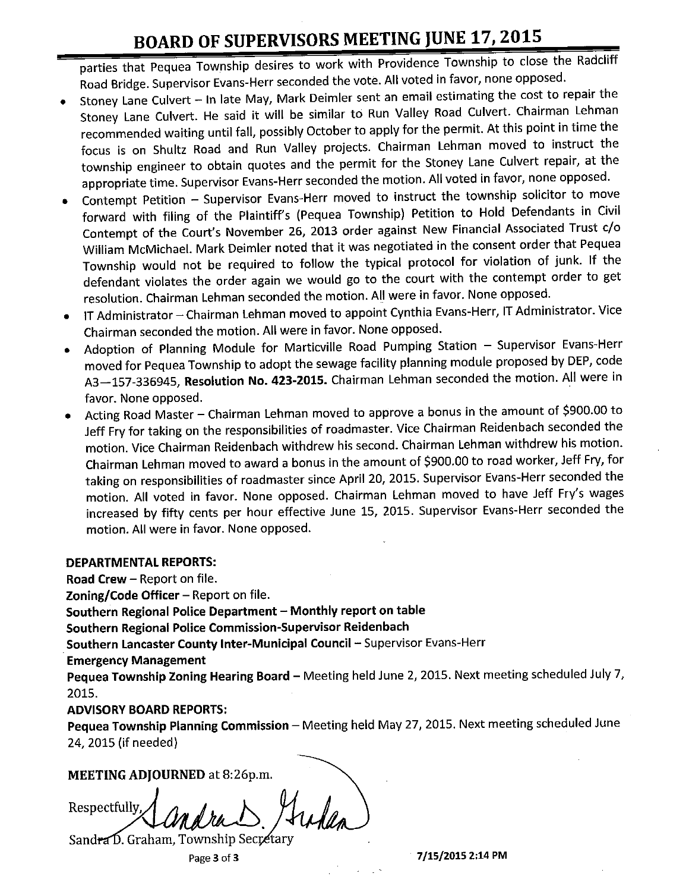parties that Pequea Township desires to work with Providence Township to close the Radcliff Road Bridge. Supervisor Evans-Herr seconded the vote. All voted in favor, none opposed.

- Stoney Lane Culvert – In late May, Mark Deimler sent an email estimating the cost to repair the Stoney Lane Culvert. He said it will be similar to Run Valley Road Culvert. Chairman Lehman recommended waiting until fall, possibly October to apply for the permit. At this point in time the focus is on Shultz Road and Run Valley projects. Chairman Lehman moved to instruct the township engineer to obtain quotes and the permit for the Stoney Lane Culvert repair, at the appropriate time. Supervisor Evans-Herr seconded the motion. All voted in favor, none opposed.
- Contempt Petition – Supervisor Evans-Herr moved to instruct the township solicitor to move forward with filing of the Plaintiff's (Pequea Township) Petition to Hold Defendants in Civil Contempt of the Court's November 26, 2013 order against New Financial Associated Trust c/o William McMichael. Mark Deimler noted that it was negotiated in the consent order that Pequea Township would not be required to follow the typical protocol for violation of junk. If the defendant violates the order again we would go to the court with the contempt order to get resolution. Chairman Lehman seconded the motion. All were in favor. None opposed.
- IT Administrator – Chairman Lehman moved to appoint Cynthia Evans-Herr, IT Administrator. Vice Chairman seconded the motion. All were in favor. None opposed.
- Adoption of Planning Module for Marticville Road Pumping Station – Supervisor Evans-Herr moved for Pequea Township to adopt the sewage facility planning module proposed by DEP, code A3—157-336945, **Resolution No. 423-2015.** Chairman Lehman seconded the motion. All were in favor. None opposed.
- Acting Road Master – Chairman Lehman moved to approve a bonus in the amount of $900.00 to Jeff Fry for taking on the responsibilities of roadmaster. Vice Chairman Reidenbach seconded the motion. Vice Chairman Reidenbach withdrew his second. Chairman Lehman withdrew his motion. Chairman Lehman moved to award a bonus in the amount of $900.00 to road worker, Jeff Fry, for taking on responsibilities of roadmaster since April 20, 2015. Supervisor Evans-Herr seconded the motion. All voted in favor. None opposed. Chairman Lehman moved to have Jeff Fry's wages increased by fifty cents per hour effective June 15, 2015. Supervisor Evans-Herr seconded the motion. All were in favor. None opposed.

**DEPARTMENTAL REPORTS:**

**Road Crew** – Report on file.

**Zoning/Code Officer** – Report on file.

**Southern Regional Police Department – Monthly report on table**

**Southern Regional Police Commission-Supervisor Reidenbach**

**Southern Lancaster County Inter-Municipal Council** – Supervisor Evans-Herr

**Emergency Management**

**Pequea Township Zoning Hearing Board** – Meeting held June 2, 2015. Next meeting scheduled July 7, 2015.

**ADVISORY BOARD REPORTS:**

**Pequea Township Planning Commission** – Meeting held May 27, 2015. Next meeting scheduled June 24, 2015 (if needed)

**MEETING ADJOURNED** at 8:26p.m.

Respectfully,

Sandra D. Graham, Township Secretary

7/15/2015 2:14 PM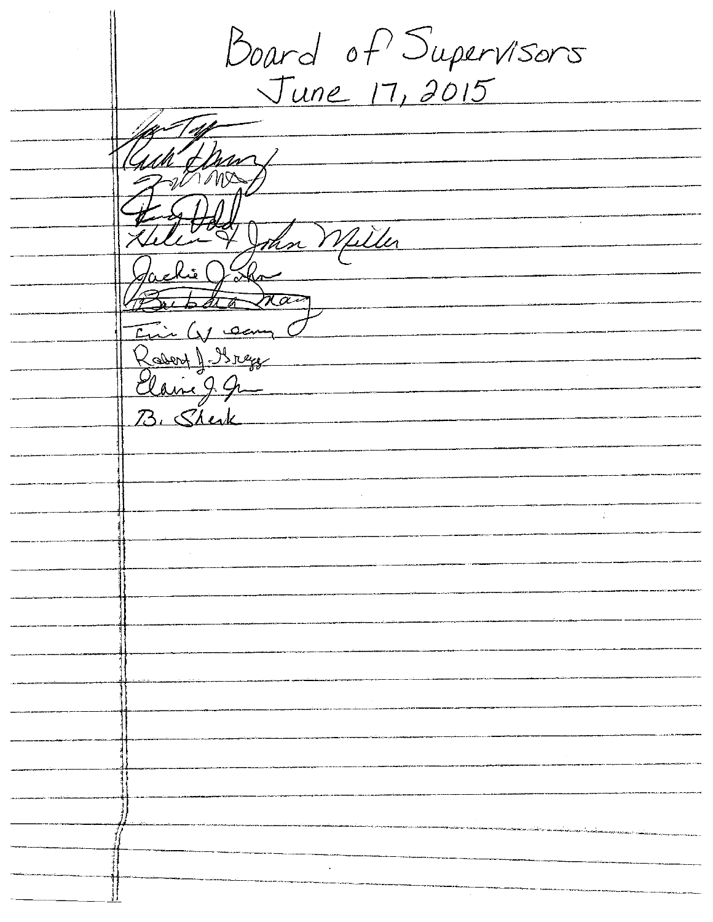# Board of Supervisors
## June 17, 2015

Helen & John Miller

Jackie J

Barbara

Robert J. Gregg

Elaine J.

B. Sheck